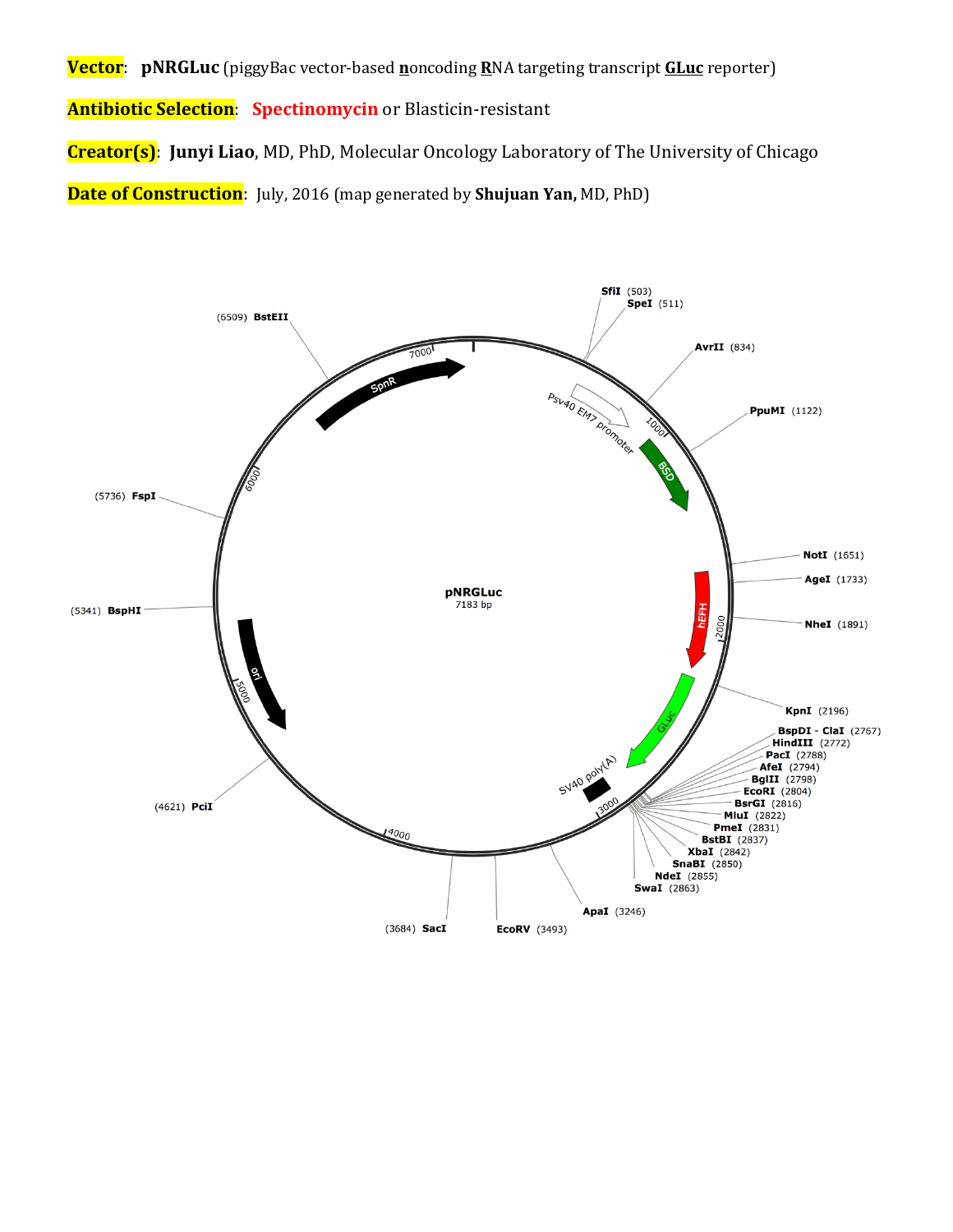**Vector**: **pNRGLuc** (piggyBac vector-based **n**oncoding **R**NA targeting transcript **GLuc** reporter)

**Antibiotic Selection**: **Spectinomycin** or Blasticin-resistant

**Creator(s)**: **Junyi Liao**, MD, PhD, Molecular Oncology Laboratory of The University of Chicago

**Date of Construction**: July, 2016 (map generated by **Shujuan Yan,** MD, PhD)

pNRGLuc
7183 bp

- **SfiI** (503)
- **SpeI** (511)
- **AvrII** (834)
- **PpuMI** (1122)
- **NotI** (1651)
- **AgeI** (1733)
- **NheI** (1891)
- **KpnI** (2196)
- **BspDI - ClaI** (2767)
- **HindIII** (2772)
- **PacI** (2788)
- **AfeI** (2794)
- **BglII** (2798)
- **EcoRI** (2804)
- **BsrGI** (2816)
- **MluI** (2822)
- **PmeI** (2831)
- **BstBI** (2837)
- **XbaI** (2842)
- **SnaBI** (2850)
- **NdeI** (2855)
- **SwaI** (2863)
- **ApaI** (3246)
- **EcoRV** (3493)
- **SacI** (3684)
- **PciI** (4621)
- **BspHI** (5341)
- **FspI** (5736)
- **BstEII** (6509)

Features: Psv40 EM7 promoter, BSD, hEFH, GLuc, SV40 poly(A), ori, SpnR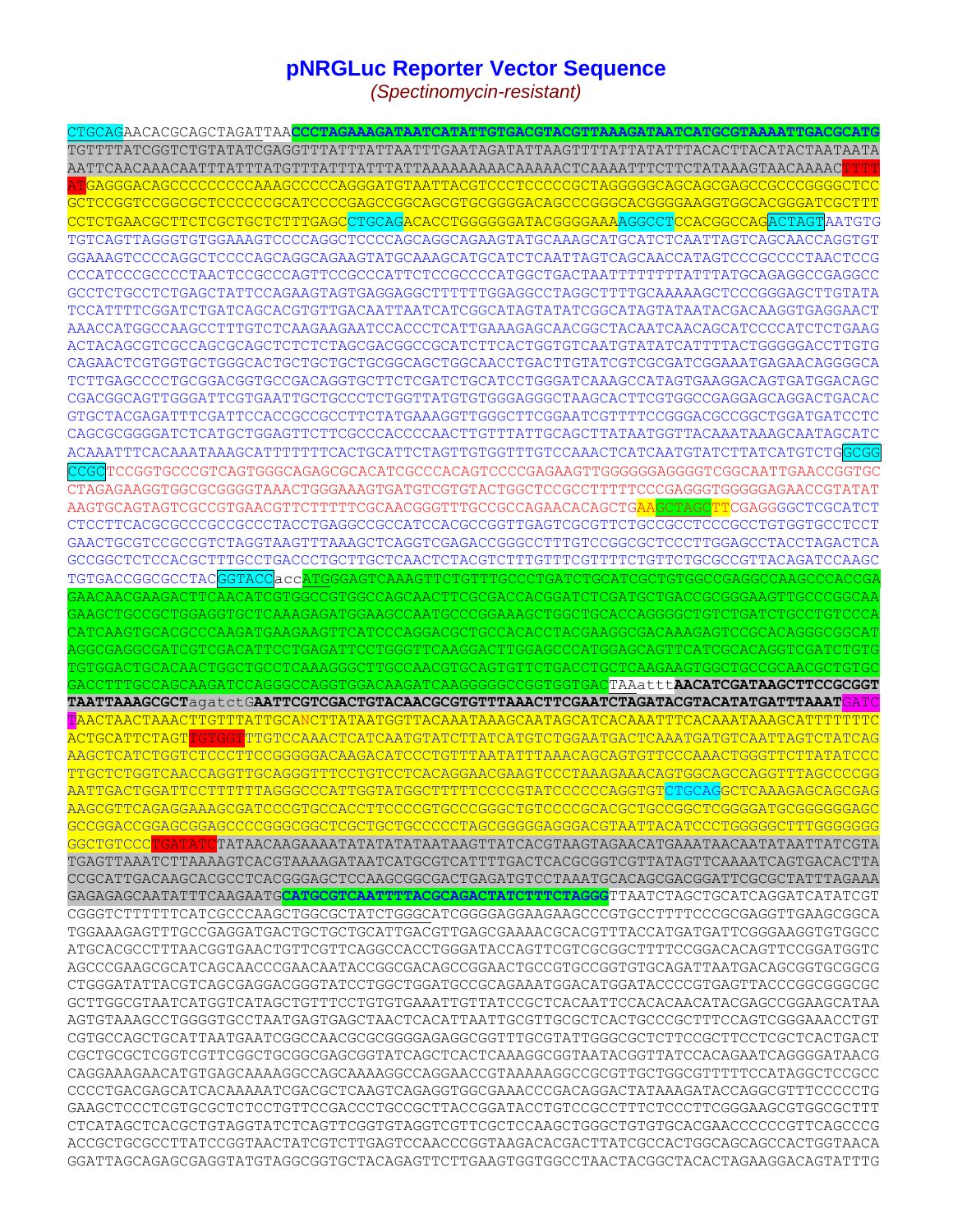# pNRGLuc Reporter Vector Sequence

*(Spectinomycin-resistant)*

```
CTGCAGAACACGCAGCTAGATTAACCCTAGAAAGATAATCATATTGTGACGTACGTTAAAGATAATCATGCGTAAAATTGACGCATG
TGTTTTATCGGTCTGTATATCGAGGTTTATTTATTAATTTGAATAGATATTAAGTTTTATTATATTTACACTTACATACTAATAATA
AATTCAACAAACAATTTATTTATGTTTATTTATTTATTAAAAAAAAACAAAAACTCAAAATTTCTTCTATAAAGTAACAAAACTTTT
ATGAGGGACAGCCCCCCCCCAAAGCCCCCAGGGATGTAATTACGTCCCTCCCCCGCTAGGGGGCAGCAGCGAGCCGCCCGGGGCTCC
GCTCCGGTCCGGCGCTCCCCCCGCATCCCCGAGCCGGCAGCGTGCGGGGACAGCCCGGGCACGGGGAAGGTGGCACGGGATCGCTTT
CCTCTGAACGCTTCTCGCTGCTCTTTGAGCCTGCAGACACCTGGGGGGATACGGGGAAAAGGCCTCCACGGCCAGACTAGTAATGTG
TGTCAGTTAGGGTGTGGAAAGTCCCCAGGCTCCCCAGCAGGCAGAAGTATGCAAAGCATGCATCTCAATTAGTCAGCAACCAGGTGT
GGAAAGTCCCCAGGCTCCCCAGCAGGCAGAAGTATGCAAAGCATGCATCTCAATTAGTCAGCAACCATAGTCCCGCCCCTAACTCCG
CCCATCCCGCCCCTAACTCCGCCCAGTTCCGCCCATTCTCCGCCCCATGGCTGACTAATTTTTTTTATTTATGCAGAGGCCGAGGCC
GCCTCTGCCTCTGAGCTATTCCAGAAGTAGTGAGGAGGCTTTTTTGGAGGCCTAGGCTTTTGCAAAAAGCTCCCGGGAGCTTGTATA
TCCATTTTCGGATCTGATCAGCACGTGTTGACAATTAATCATCGGCATAGTATATCGGCATAGTATAATACGACAAGGTGAGGAACT
AAACCATGGCCAAGCCTTTGTCTCAAGAAGAATCCACCCTCATTGAAAGAGCAACGGCTACAATCAACAGCATCCCCATCTCTGAAG
ACTACAGCGTCGCCAGCGCAGCTCTCTCTAGCGACGGCCGCATCTTCACTGGTGTCAATGTATATCATTTTACTGGGGGACCTTGTG
CAGAACTCGTGGTGCTGGGCACTGCTGCTGCTGCGGCAGCTGGCAACCTGACTTGTATCGTCGCGATCGGAAATGAGAACAGGGGCA
TCTTGAGCCCCTGCGGACGGTGCCGACAGGTGCTTCTCGATCTGCATCCTGGGATCAAAGCCATAGTGAAGGACAGTGATGGACAGC
CGACGGCAGTTGGGATTCGTGAATTGCTGCCCTCTGGTTATGTGTGGGAGGGCTAAGCACTTCGTGGCCGAGGAGCAGGACTGACAC
GTGCTACGAGATTTCGATTCCACCGCCGCCTTCTATGAAAGGTTGGGCTTCGGAATCGTTTTCCGGGACGCCGGCTGGATGATCCTC
CAGCGCGGGGATCTCATGCTGGAGTTCTTCGCCCACCCCAACTTGTTTATTGCAGCTTATAATGGTTACAAATAAAGCAATAGCATC
ACAAATTTCACAAATAAAGCATTTTTTTCACTGCATTCTAGTTGTGGTTTGTCCAAACTCATCAATGTATCTTATCATGTCTGGCGG
CCGCTCCGGTGCCCGTCAGTGGGCAGAGCGCACATCGCCCACAGTCCCCGAGAAGTTGGGGGGAGGGGTCGGCAATTGAACCGGTGC
CTAGAGAAGGTGGCGCGGGGTAAACTGGGAAAGTGATGTCGTGTACTGGCTCCGCCTTTTTCCCGAGGGTGGGGGAGAACCGTATAT
AAGTGCAGTAGTCGCCGTGAACGTTCTTTTTCGCAACGGGTTTGCCGCCAGAACACAGCTGAAGCTAGCTTCGAGGGGCTCGCATCT
CTCCTTCACGCGCCCGCCGCCCTACCTGAGGCCGCCATCCACGCCGGTTGAGTCGCGTTCTGCCGCCTCCCGCCTGTGGTGCCTCCT
GAACTGCGTCCGCCGTCTAGGTAAGTTTAAAGCTCAGGTCGAGACCGGGCCTTTGTCCGGCGCTCCCTTGGAGCCTACCTAGACTCA
GCCGGCTCTCCACGCTTTGCCTGACCCTGCTTGCTCAACTCTACGTCTTTGTTTCGTTTTCTGTTCTGCGCCGTTACAGATCCAAGC
TGTGACCGGCGCCTACGGTACCaccATGGGAGTCAAAGTTCTGTTTGCCCTGATCTGCATCGCTGTGGCCGAGGCCAAGCCCACCGA
GAACAACGAAGACTTCAACATCGTGGCCGTGGCCAGCAACTTCGCGACCACGGATCTCGATGCTGACCGCGGGAAGTTGCCCGGCAA
GAAGCTGCCGCTGGAGGTGCTCAAAGAGATGGAAGCCAATGCCCGGAAAGCTGGCTGCACCAGGGGCTGTCTGATCTGCCTGTCCCA
CATCAAGTGCACGCCCAAGATGAAGAAGTTCATCCCAGGACGCTGCCACACCTACGAAGGCGACAAAGAGTCCGCACAGGGCGGCAT
AGGCGAGGCGATCGTCGACATTCCTGAGATTCCTGGGTTCAAGGACTTGGAGCCCATGGAGCAGTTCATCGCACAGGTCGATCTGTG
TGTGGACTGCACAACTGGCTGCCTCAAAGGGCTTGCCAACGTGCAGTGTTCTGACCTGCTCAAGAAGTGGCTGCCGCAACGCTGTGC
GACCTTTGCCAGCAAGATCCAGGGCCAGGTGGACAAGATCAAGGGGGCCGGTGGTGACTAAatttAACATCGATAAGCTTCCGCGGT
TAATTAAAGCGCTagatctGAATTCGTCGACTGTACAACGCGTGTTTAAACTTCGAATCTAGATACGTACATATGATTTAAATGATC
TAACTAACTAAACTTGTTTATTGCANCTTATAATGGTTACAAATAAAGCAATAGCATCACAAATTTCACAAATAAAGCATTTTTTTC
ACTGCATTCTAGTTGTGGTTTGTCCAAACTCATCAATGTATCTTATCATGTCTGGAATGACTCAAATGATGTCAATTAGTCTATCAG
AAGCTCATCTGGTCTCCCTTCCGGGGGACAAGACATCCCTGTTTAATATTTAAACAGCAGTGTTCCCAAACTGGGTTCTTATATCCC
TTGCTCTGGTCAACCAGGTTGCAGGGTTTCCTGTCCTCACAGGAACGAAGTCCCTAAAGAAACAGTGGCAGCCAGGTTTAGCCCCGG
AATTGACTGGATTCCTTTTTTAGGGCCCATTGGTATGGCTTTTTCCCCGTATCCCCCCAGGTGTCTGCAGGCTCAAAGAGCAGCGAG
AAGCGTTCAGAGGAAAGCGATCCCGTGCCACCTTCCCCGTGCCCGGGCTGTCCCCGCACGCTGCCGGCTCGGGGATGCGGGGGGAGC
GCCGGACCGGAGCGGAGCCCCGGGCGGCTCGCTGCTGCCCCCTAGCGGGGGAGGGACGTAATTACATCCCTGGGGGCTTTGGGGGGG
GGCTGTCCCTGATATCTATAACAAGAAAATATATATATAATAAGTTATCACGTAAGTAGAACATGAAATAACAATATAATTATCGTA
TGAGTTAAATCTTAAAAGTCACGTAAAAGATAATCATGCGTCATTTTGACTCACGCGGTCGTTATAGTTCAAAATCAGTGACACTTA
CCGCATTGACAAGCACGCCTCACGGGAGCTCCAAGCGGCGACTGAGATGTCCTAAATGCACAGCGACGGATTCGCTATTTAGAAA
GAGAGAGCAATATTTCAAGAATGCATGCGTCAATTTTACGCAGACTATCTTTCTAGGGTTAATCTAGCTGCATCAGGATCATATCGT
CGGGTCTTTTTTCATCGCCCAAGCTGGCGCTATCTGGGCATCGGGGAGGAAGAAGCCCGTGCCTTTTCCCGCGAGGTTGAAGCGGCA
TGGAAAGAGTTTGCCGAGGATGACTGCTGCTGCATTGACGTTGAGCGAAAACGCACGTTTACCATGATGATTCGGGAAGGTGTGGCC
ATGCACGCCTTTAACGGTGAACTGTTCGTTCAGGCCACCTGGGATACCAGTTCGTCGCGGCTTTTCCGGACACAGTTCCGGATGGTC
AGCCCGAAGCGCATCAGCAACCCGAACAATACCGGCGACAGCCGGAACTGCCGTGCCGGTGTGCAGATTAATGACAGCGGTGCGGCG
CTGGGATATTACGTCAGCGAGGACGGGTATCCTGGCTGGATGCCGCAGAAATGGACATGGATACCCCGTGAGTTACCCGGCGGGCGC
GCTTGGCGTAATCATGGTCATAGCTGTTTCCTGTGTGAAATTGTTATCCGCTCACAATTCCACACAACATACGAGCCGGAAGCATAA
AGTGTAAAGCCTGGGGTGCCTAATGAGTGAGCTAACTCACATTAATTGCGTTGCGCTCACTGCCCGCTTTCCAGTCGGGAAACCTGT
CGTGCCAGCTGCATTAATGAATCGGCCAACGCGCGGGGAGAGGCGGTTTGCGTATTGGGCGCTCTTCCGCTTCCTCGCTCACTGACT
CGCTGCGCTCGGTCGTTCGGCTGCGGCGAGCGGTATCAGCTCACTCAAAGGCGGTAATACGGTTATCCACAGAATCAGGGGATAACG
CAGGAAAGAACATGTGAGCAAAAGGCCAGCAAAAGGCCAGGAACCGTAAAAAGGCCGCGTTGCTGGCGTTTTTCCATAGGCTCCGCC
CCCCTGACGAGCATCACAAAAATCGACGCTCAAGTCAGAGGTGGCGAAACCCGACAGGACTATAAAGATACCAGGCGTTTCCCCCTG
GAAGCTCCCTCGTGCGCTCTCCTGTTCCGACCCTGCCGCTTACCGGATACCTGTCCGCCTTTCTCCCTTCGGGAAGCGTGGCGCTTT
CTCATAGCTCACGCTGTAGGTATCTCAGTTCGGTGTAGGTCGTTCGCTCCAAGCTGGGCTGTGTGCACGAACCCCCCGTTCAGCCCG
ACCGCTGCGCCTTATCCGGTAACTATCGTCTTGAGTCCAACCCGGTAAGACACGACTTATCGCCACTGGCAGCAGCCACTGGTAACA
GGATTAGCAGAGCGAGGTATGTAGGCGGTGCTACAGAGTTCTTGAAGTGGTGGCCTAACTACGGCTACACTAGAAGGACAGTATTTG
```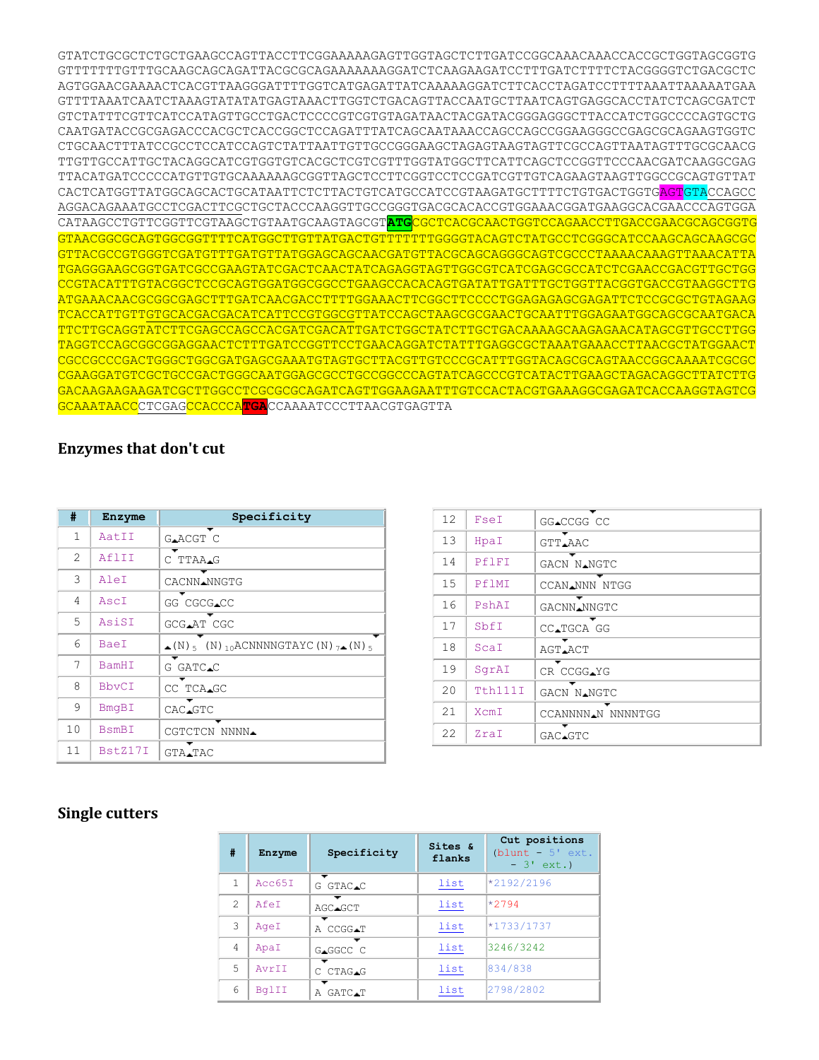```
GTATCTGCGCTCTGCTGAAGCCAGTTACCTTCGGAAAAAGAGTTGGTAGCTCTTGATCCGGCAAACAAACCACCGCTGGTAGCGGTG
GTTTTTTTGTTTGCAAGCAGCAGATTACGCGCAGAAAAAAAGGATCTCAAGAAGATCCTTTGATCTTTTCTACGGGGTCTGACGCTC
AGTGGAACGAAAACTCACGTTAAGGGATTTTGGTCATGAGATTATCAAAAAGGATCTTCACCTAGATCCTTTTAAATTAAAAATGAA
GTTTTAAATCAATCTAAAGTATATATGAGTAAACTTGGTCTGACAGTTACCAATGCTTAATCAGTGAGGCACCTATCTCAGCGATCT
GTCTATTTCGTTCATCCATAGTTGCCTGACTCCCCGTCGTGTAGATAACTACGATACGGGAGGGCTTACCATCTGGCCCCAGTGCTG
CAATGATACCGCGAGACCCACGCTCACCGGCTCCAGATTTATCAGCAATAAACCAGCCAGCCGGAAGGGCCGAGCGCAGAAGTGGTC
CTGCAACTTTATCCGCCTCCATCCAGTCTATTAATTGTTGCCGGGAAGCTAGAGTAAGTAGTTCGCCAGTTAATAGTTTGCGCAACG
TTGTTGCCATTGCTACAGGCATCGTGGTGTCACGCTCGTCGTTTGGTATGGCTTCATTCAGCTCCGGTTCCCAACGATCAAGGCGAG
TTACATGATCCCCCATGTTGTGCAAAAAAGCGGTTAGCTCCTTCGGTCCTCCGATCGTTGTCAGAAGTAAGTTGGCCGCAGTGTTAT
CACTCATGGTTATGGCAGCACTGCATAATTCTCTTACTGTCATGCCATCCGTAAGATGCTTTTCTGTGACTGGTGAGTGTACCAGCC
AGGACAGAAATGCCTCGACTTCGCTGCTACCCAAGGTTGCCGGGTGACGCACACCGTGGAAACGGATGAAGGCACGAACCCAGTGGA
CATAAGCCTGTTCGGTTCGTAAGCTGTAATGCAAGTAGCGTATGCGCTCACGCAACTGGTCCAGAACCTTGACCGAACGCAGCGGTG
GTAACGGCGCAGTGGCGGTTTTCATGGCTTGTTATGACTGTTTTTTTGGGGTACAGTCTATGCCTCGGGCATCCAAGCAGCAAGCGC
GTTACGCCGTGGGTCGATGTTTGATGTTATGGAGCAGCAACGATGTTACGCAGCAGGGCAGTCGCCCTAAAACAAAGTTAAACATTA
TGAGGGAAGCGGTGATCGCCGAAGTATCGACTCAACTATCAGAGGTAGTTGGCGTCATCGAGCGCCATCTCGAACCGACGTTGCTGG
CCGTACATTTGTACGGCTCCGCAGTGGATGGCGGCCTGAAGCCACACAGTGATATTGATTTGCTGGTTACGGTGACCGTAAGGCTTG
ATGAAACAACGCGGCGAGCTTTGATCAACGACCTTTTGGAAACTTCGGCTTCCCCTGGAGAGAGCGAGATTCTCCGCGCTGTAGAAG
TCACCATTGTTGTGCACGACGACATCATTCCGTGGCGTTATCCAGCTAAGCGCGAACTGCAATTTGGAGAATGGCAGCGCAATGACA
TTCTTGCAGGTATCTTCGAGCCAGCCACGATCGACATTGATCTGGCTATCTTGCTGACAAAAGCAAGAGAACATAGCGTTGCCTTGG
TAGGTCCAGCGGCGGAGGAACTCTTTGATCCGGTTCCTGAACAGGATCTATTTGAGGCGCTAAATGAAACCTTAACGCTATGGAACT
CGCCGCCCGACTGGGCTGGCGATGAGCGAAATGTAGTGCTTACGTTGTCCCGCATTTGGTACAGCGCAGTAACCGGCAAAATCGCGC
CGAAGGATGTCGCTGCCGACTGGGCAATGGAGCGCCTGCCGGCCCAGTATCAGCCCGTCATACTTGAAGCTAGACAGGCTTATCTTG
GACAAGAAGAAGATCGCTTGGCCTCGCGCGCAGATCAGTTGGAAGAATTTGTCCACTACGTGAAAGGCGAGATCACCAAGGTAGTCG
GCAAATAACCCTCGAGCCACCCATGACCAAAATCCCTTAACGTGAGTTA
```

### Enzymes that don't cut

| # | Enzyme | Specificity |
|---|---|---|
| 1 | AatII | GACGTC |
| 2 | AflII | CTTAAG |
| 3 | AleI | CACNNNNGTG |
| 4 | AscI | GGCGCGCC |
| 5 | AsiSI | GCGATCGC |
| 6 | BaeI | (N)5 (N)10ACNNNNGTAYC(N)7(N)5 |
| 7 | BamHI | GGATCC |
| 8 | BbvCI | CCTCAGC |
| 9 | BmgBI | CACGTC |
| 10 | BsmBI | CGTCTCN NNNN |
| 11 | BstZ17I | GTATAC |
| 12 | FseI | GGCCGGCC |
| 13 | HpaI | GTTAAC |
| 14 | PflFI | GACNNNGTC |
| 15 | PflMI | CCANNNNNTGG |
| 16 | PshAI | GACNNNNGTC |
| 17 | SbfI | CCTGCAGG |
| 18 | ScaI | AGTACT |
| 19 | SgrAI | CRCCGGYG |
| 20 | Tth111I | GACNNNGTC |
| 21 | XcmI | CCANNNNNNNNNTGG |
| 22 | ZraI | GACGTC |

### Single cutters

| # | Enzyme | Specificity | Sites & flanks | Cut positions (blunt - 5' ext. - 3' ext.) |
|---|---|---|---|---|
| 1 | Acc65I | GGTACC | list | *2192/2196 |
| 2 | AfeI | AGCGCT | list | *2794 |
| 3 | AgeI | ACCGGT | list | *1733/1737 |
| 4 | ApaI | GGGCCC | list | 3246/3242 |
| 5 | AvrII | CCTAGG | list | 834/838 |
| 6 | BglII | AGATCT | list | 2798/2802 |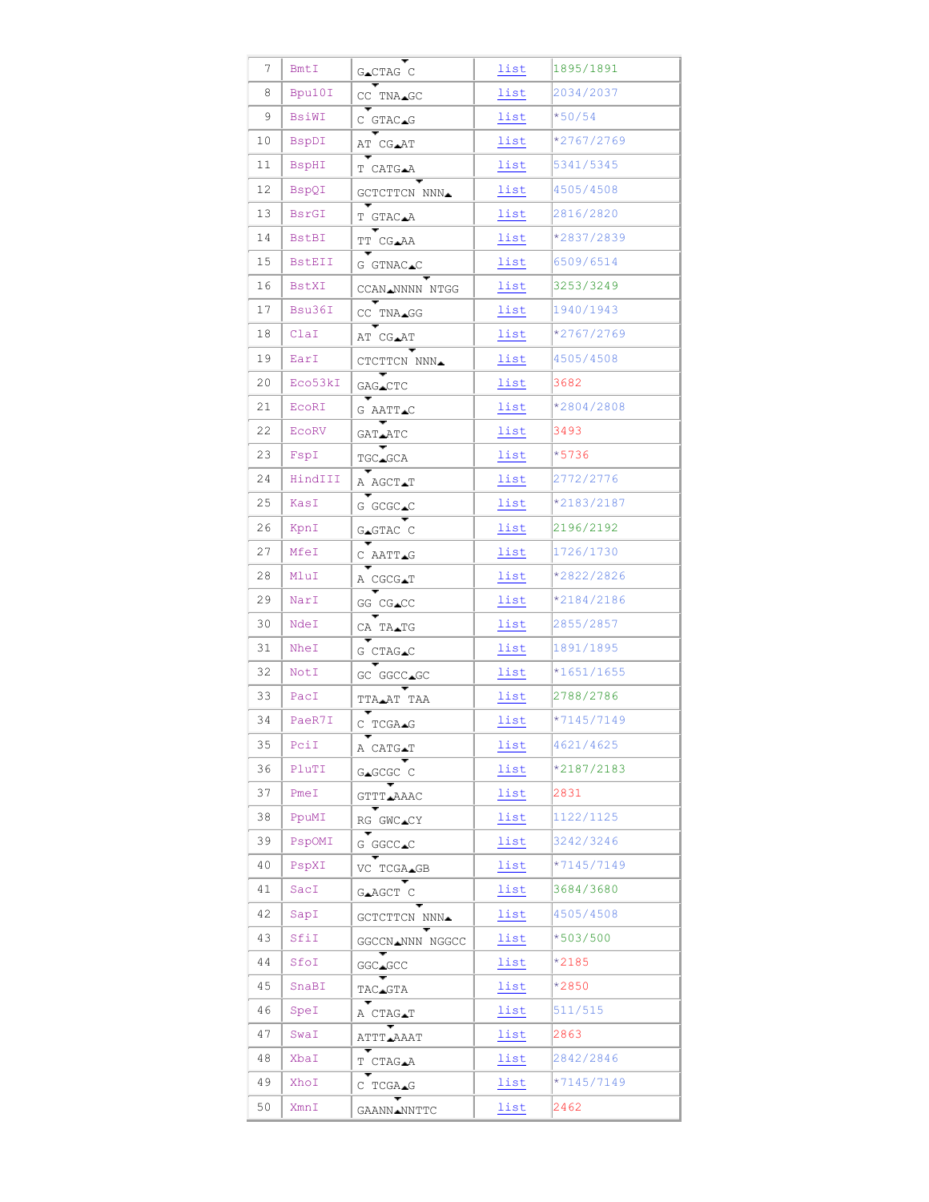| | | | | |
|---|---|---|---|---|
| 7 | BmtI | G CTAG C | list | 1895/1891 |
| 8 | Bpu10I | CC TNA GC | list | 2034/2037 |
| 9 | BsiWI | C GTAC G | list | *50/54 |
| 10 | BspDI | AT CG AT | list | *2767/2769 |
| 11 | BspHI | T CATG A | list | 5341/5345 |
| 12 | BspQI | GCTCTTCN NNN | list | 4505/4508 |
| 13 | BsrGI | T GTAC A | list | 2816/2820 |
| 14 | BstBI | TT CG AA | list | *2837/2839 |
| 15 | BstEII | G GTNAC C | list | 6509/6514 |
| 16 | BstXI | CCAN NNNN NTGG | list | 3253/3249 |
| 17 | Bsu36I | CC TNA GG | list | 1940/1943 |
| 18 | ClaI | AT CG AT | list | *2767/2769 |
| 19 | EarI | CTCTTCN NNN | list | 4505/4508 |
| 20 | Eco53kI | GAG CTC | list | 3682 |
| 21 | EcoRI | G AATT C | list | *2804/2808 |
| 22 | EcoRV | GAT ATC | list | 3493 |
| 23 | FspI | TGC GCA | list | *5736 |
| 24 | HindIII | A AGCT T | list | 2772/2776 |
| 25 | KasI | G GCGC C | list | *2183/2187 |
| 26 | KpnI | G GTAC C | list | 2196/2192 |
| 27 | MfeI | C AATT G | list | 1726/1730 |
| 28 | MluI | A CGCG T | list | *2822/2826 |
| 29 | NarI | GG CG CC | list | *2184/2186 |
| 30 | NdeI | CA TA TG | list | 2855/2857 |
| 31 | NheI | G CTAG C | list | 1891/1895 |
| 32 | NotI | GC GGCC GC | list | *1651/1655 |
| 33 | PacI | TTA AT TAA | list | 2788/2786 |
| 34 | PaeR7I | C TCGA G | list | *7145/7149 |
| 35 | PciI | A CATG T | list | 4621/4625 |
| 36 | PluTI | G GCGC C | list | *2187/2183 |
| 37 | PmeI | GTTT AAAC | list | 2831 |
| 38 | PpuMI | RG GWC CY | list | 1122/1125 |
| 39 | PspOMI | G GGCC C | list | 3242/3246 |
| 40 | PspXI | VC TCGA GB | list | *7145/7149 |
| 41 | SacI | G AGCT C | list | 3684/3680 |
| 42 | SapI | GCTCTTCN NNN | list | 4505/4508 |
| 43 | SfiI | GGCCN NNN NGGCC | list | *503/500 |
| 44 | SfoI | GGC GCC | list | *2185 |
| 45 | SnaBI | TAC GTA | list | *2850 |
| 46 | SpeI | A CTAG T | list | 511/515 |
| 47 | SwaI | ATTT AAAT | list | 2863 |
| 48 | XbaI | T CTAG A | list | 2842/2846 |
| 49 | XhoI | C TCGA G | list | *7145/7149 |
| 50 | XmnI | GAANN NNTTC | list | 2462 |